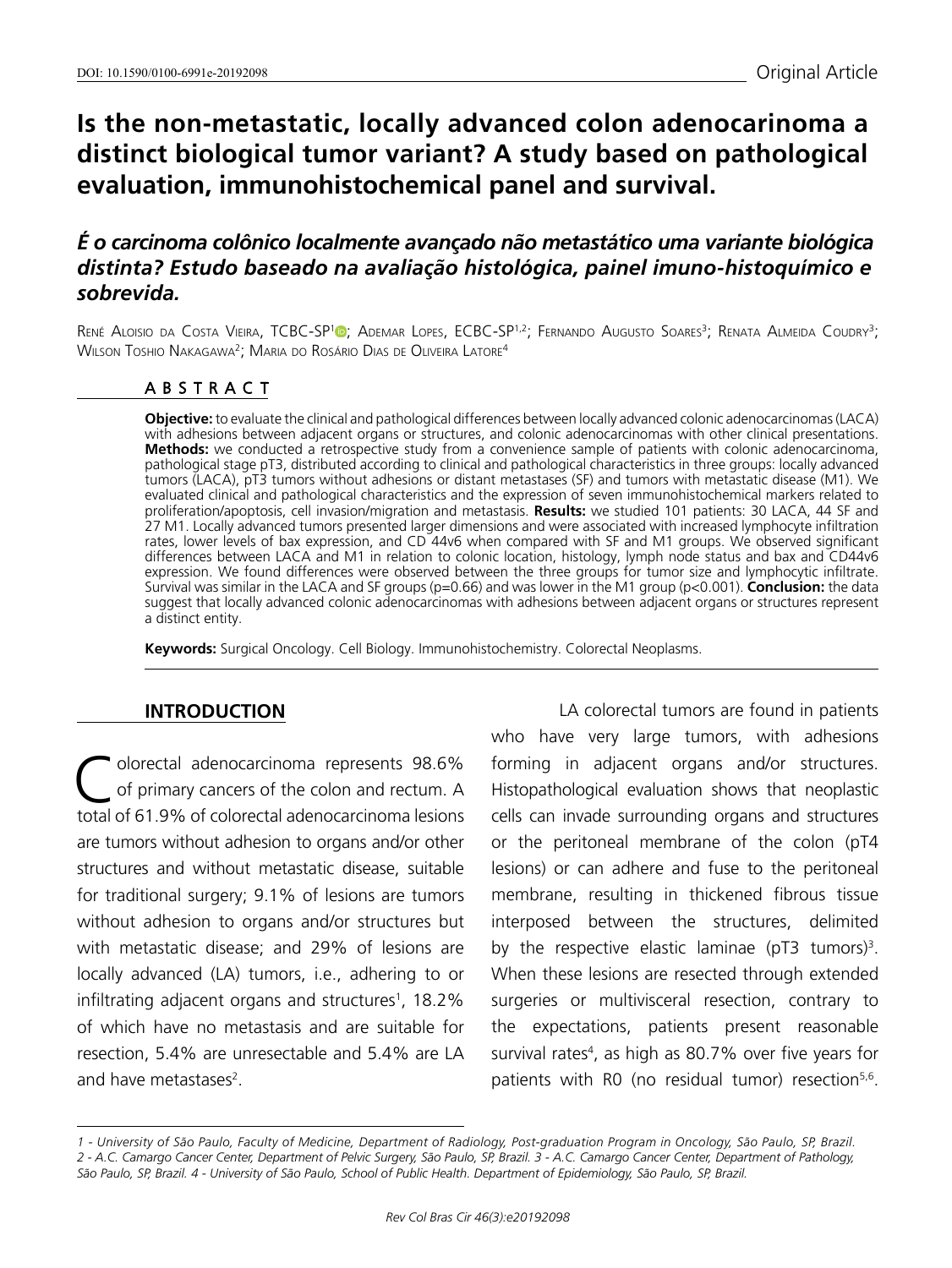DOI: 10.1590/0100-6991e-20192098

Original Article

# Is the non-metastatic, locally advanced colon adenocarinoma a distinct biological tumor variant? A study based on pathological evaluation, immunohistochemical panel and survival.

## *É o carcinoma colônico localmente avançado não metastático uma variante biológica distinta? Estudo baseado na avaliação histológica, painel imuno-histoquímico e sobrevida.*

René Aloisio da Costa Vieira, TCBC-SP[1]; Ademar Lopes, ECBC-SP[1,2]; Fernando Augusto Soares[3]; Renata Almeida Coudry[3]; Wilson Toshio Nakagawa[2]; Maria do Rosário Dias de Oliveira Latore[4]

## ABSTRACT

**Objective:** to evaluate the clinical and pathological differences between locally advanced colonic adenocarcinomas (LACA) with adhesions between adjacent organs or structures, and colonic adenocarcinomas with other clinical presentations. **Methods:** we conducted a retrospective study from a convenience sample of patients with colonic adenocarcinoma, pathological stage pT3, distributed according to clinical and pathological characteristics in three groups: locally advanced tumors (LACA), pT3 tumors without adhesions or distant metastases (SF) and tumors with metastatic disease (M1). We evaluated clinical and pathological characteristics and the expression of seven immunohistochemical markers related to proliferation/apoptosis, cell invasion/migration and metastasis. **Results:** we studied 101 patients: 30 LACA, 44 SF and 27 M1. Locally advanced tumors presented larger dimensions and were associated with increased lymphocyte infiltration rates, lower levels of bax expression, and CD 44v6 when compared with SF and M1 groups. We observed significant differences between LACA and M1 in relation to colonic location, histology, lymph node status and bax and CD44v6 expression. We found differences were observed between the three groups for tumor size and lymphocytic infiltrate. Survival was similar in the LACA and SF groups (p=0.66) and was lower in the M1 group (p<0.001). **Conclusion:** the data suggest that locally advanced colonic adenocarcinomas with adhesions between adjacent organs or structures represent a distinct entity.

**Keywords:** Surgical Oncology. Cell Biology. Immunohistochemistry. Colorectal Neoplasms.

## INTRODUCTION

Colorectal adenocarcinoma represents 98.6% of primary cancers of the colon and rectum. A total of 61.9% of colorectal adenocarcinoma lesions are tumors without adhesion to organs and/or other structures and without metastatic disease, suitable for traditional surgery; 9.1% of lesions are tumors without adhesion to organs and/or structures but with metastatic disease; and 29% of lesions are locally advanced (LA) tumors, i.e., adhering to or infiltrating adjacent organs and structures[1], 18.2% of which have no metastasis and are suitable for resection, 5.4% are unresectable and 5.4% are LA and have metastases[2].

LA colorectal tumors are found in patients who have very large tumors, with adhesions forming in adjacent organs and/or structures. Histopathological evaluation shows that neoplastic cells can invade surrounding organs and structures or the peritoneal membrane of the colon (pT4 lesions) or can adhere and fuse to the peritoneal membrane, resulting in thickened fibrous tissue interposed between the structures, delimited by the respective elastic laminae (pT3 tumors)[3]. When these lesions are resected through extended surgeries or multivisceral resection, contrary to the expectations, patients present reasonable survival rates[4], as high as 80.7% over five years for patients with R0 (no residual tumor) resection[5,6].

*1 - University of São Paulo, Faculty of Medicine, Department of Radiology, Post-graduation Program in Oncology, São Paulo, SP, Brazil. 2 - A.C. Camargo Cancer Center, Department of Pelvic Surgery, São Paulo, SP, Brazil. 3 - A.C. Camargo Cancer Center, Department of Pathology, São Paulo, SP, Brazil. 4 - University of São Paulo, School of Public Health. Department of Epidemiology, São Paulo, SP, Brazil.*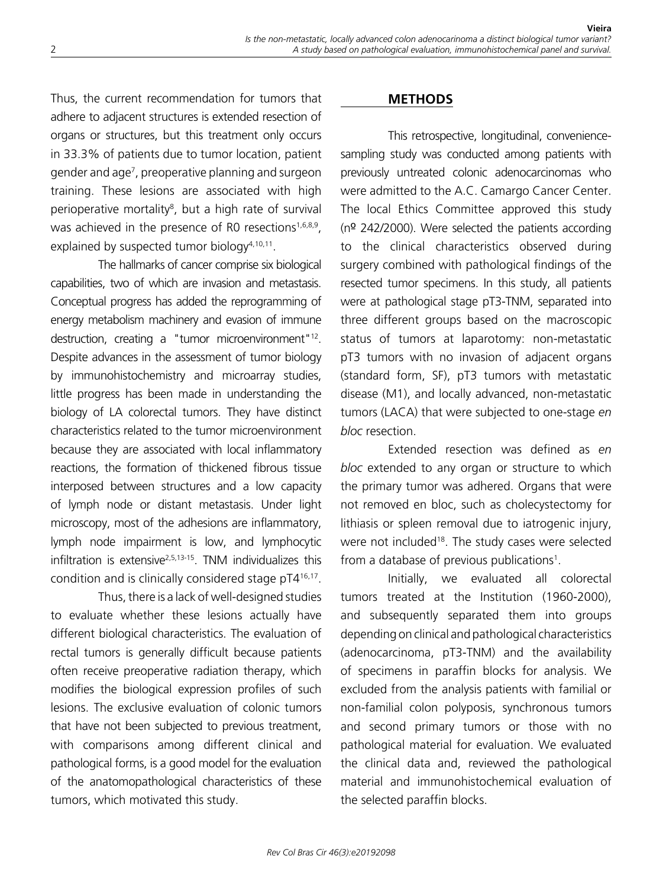Thus, the current recommendation for tumors that adhere to adjacent structures is extended resection of organs or structures, but this treatment only occurs in 33.3% of patients due to tumor location, patient gender and age[7], preoperative planning and surgeon training. These lesions are associated with high perioperative mortality[8], but a high rate of survival was achieved in the presence of R0 resections[1,6,8,9], explained by suspected tumor biology[4,10,11].

The hallmarks of cancer comprise six biological capabilities, two of which are invasion and metastasis. Conceptual progress has added the reprogramming of energy metabolism machinery and evasion of immune destruction, creating a "tumor microenvironment"[12]. Despite advances in the assessment of tumor biology by immunohistochemistry and microarray studies, little progress has been made in understanding the biology of LA colorectal tumors. They have distinct characteristics related to the tumor microenvironment because they are associated with local inflammatory reactions, the formation of thickened fibrous tissue interposed between structures and a low capacity of lymph node or distant metastasis. Under light microscopy, most of the adhesions are inflammatory, lymph node impairment is low, and lymphocytic infiltration is extensive[2,5,13-15]. TNM individualizes this condition and is clinically considered stage pT4[16,17].

Thus, there is a lack of well-designed studies to evaluate whether these lesions actually have different biological characteristics. The evaluation of rectal tumors is generally difficult because patients often receive preoperative radiation therapy, which modifies the biological expression profiles of such lesions. The exclusive evaluation of colonic tumors that have not been subjected to previous treatment, with comparisons among different clinical and pathological forms, is a good model for the evaluation of the anatomopathological characteristics of these tumors, which motivated this study.

## METHODS

This retrospective, longitudinal, convenience-sampling study was conducted among patients with previously untreated colonic adenocarcinomas who were admitted to the A.C. Camargo Cancer Center. The local Ethics Committee approved this study (nº 242/2000). Were selected the patients according to the clinical characteristics observed during surgery combined with pathological findings of the resected tumor specimens. In this study, all patients were at pathological stage pT3-TNM, separated into three different groups based on the macroscopic status of tumors at laparotomy: non-metastatic pT3 tumors with no invasion of adjacent organs (standard form, SF), pT3 tumors with metastatic disease (M1), and locally advanced, non-metastatic tumors (LACA) that were subjected to one-stage *en bloc* resection.

Extended resection was defined as *en bloc* extended to any organ or structure to which the primary tumor was adhered. Organs that were not removed en bloc, such as cholecystectomy for lithiasis or spleen removal due to iatrogenic injury, were not included[18]. The study cases were selected from a database of previous publications[1].

Initially, we evaluated all colorectal tumors treated at the Institution (1960-2000), and subsequently separated them into groups depending on clinical and pathological characteristics (adenocarcinoma, pT3-TNM) and the availability of specimens in paraffin blocks for analysis. We excluded from the analysis patients with familial or non-familial colon polyposis, synchronous tumors and second primary tumors or those with no pathological material for evaluation. We evaluated the clinical data and, reviewed the pathological material and immunohistochemical evaluation of the selected paraffin blocks.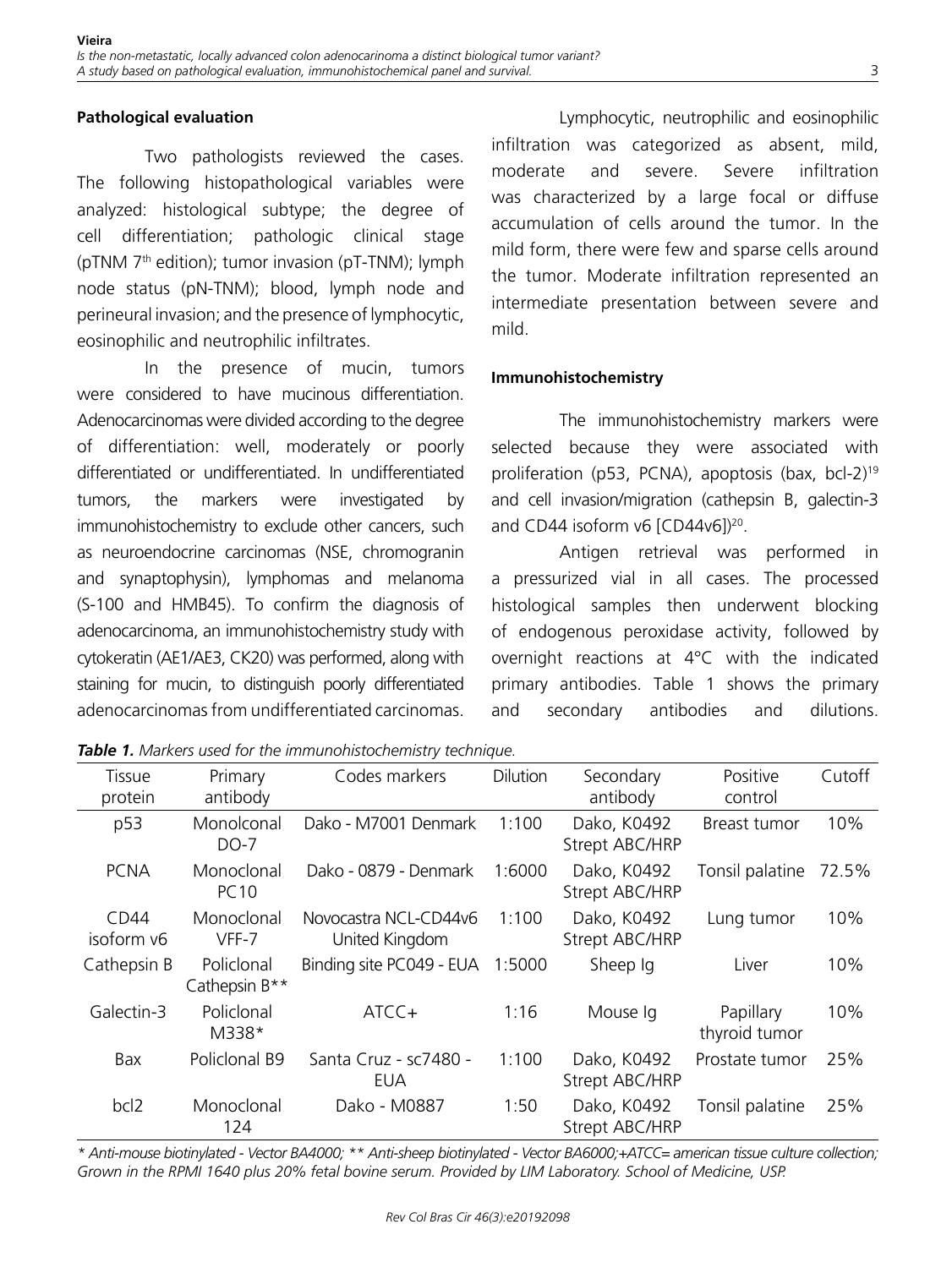## Pathological evaluation

Two pathologists reviewed the cases. The following histopathological variables were analyzed: histological subtype; the degree of cell differentiation; pathologic clinical stage (pTNM 7th edition); tumor invasion (pT-TNM); lymph node status (pN-TNM); blood, lymph node and perineural invasion; and the presence of lymphocytic, eosinophilic and neutrophilic infiltrates.

In the presence of mucin, tumors were considered to have mucinous differentiation. Adenocarcinomas were divided according to the degree of differentiation: well, moderately or poorly differentiated or undifferentiated. In undifferentiated tumors, the markers were investigated by immunohistochemistry to exclude other cancers, such as neuroendocrine carcinomas (NSE, chromogranin and synaptophysin), lymphomas and melanoma (S-100 and HMB45). To confirm the diagnosis of adenocarcinoma, an immunohistochemistry study with cytokeratin (AE1/AE3, CK20) was performed, along with staining for mucin, to distinguish poorly differentiated adenocarcinomas from undifferentiated carcinomas.

Lymphocytic, neutrophilic and eosinophilic infiltration was categorized as absent, mild, moderate and severe. Severe infiltration was characterized by a large focal or diffuse accumulation of cells around the tumor. In the mild form, there were few and sparse cells around the tumor. Moderate infiltration represented an intermediate presentation between severe and mild.

## Immunohistochemistry

The immunohistochemistry markers were selected because they were associated with proliferation (p53, PCNA), apoptosis (bax, bcl-2)[19] and cell invasion/migration (cathepsin B, galectin-3 and CD44 isoform v6 [CD44v6])[20].

Antigen retrieval was performed in a pressurized vial in all cases. The processed histological samples then underwent blocking of endogenous peroxidase activity, followed by overnight reactions at 4°C with the indicated primary antibodies. Table 1 shows the primary and secondary antibodies and dilutions.

***Table 1.*** *Markers used for the immunohistochemistry technique.*

| Tissue protein | Primary antibody | Codes markers | Dilution | Secondary antibody | Positive control | Cutoff |
|---|---|---|---|---|---|---|
| p53 | Monolconal DO-7 | Dako - M7001 Denmark | 1:100 | Dako, K0492 Strept ABC/HRP | Breast tumor | 10% |
| PCNA | Monoclonal PC10 | Dako - 0879 - Denmark | 1:6000 | Dako, K0492 Strept ABC/HRP | Tonsil palatine | 72.5% |
| CD44 isoform v6 | Monoclonal VFF-7 | Novocastra NCL-CD44v6 United Kingdom | 1:100 | Dako, K0492 Strept ABC/HRP | Lung tumor | 10% |
| Cathepsin B | Policlonal Cathepsin B** | Binding site PC049 - EUA | 1:5000 | Sheep Ig | Liver | 10% |
| Galectin-3 | Policlonal M338* | ATCC+ | 1:16 | Mouse Ig | Papillary thyroid tumor | 10% |
| Bax | Policlonal B9 | Santa Cruz - sc7480 - EUA | 1:100 | Dako, K0492 Strept ABC/HRP | Prostate tumor | 25% |
| bcl2 | Monoclonal 124 | Dako - M0887 | 1:50 | Dako, K0492 Strept ABC/HRP | Tonsil palatine | 25% |

*\* Anti-mouse biotinylated - Vector BA4000; ** Anti-sheep biotinylated - Vector BA6000;+ATCC= american tissue culture collection; Grown in the RPMI 1640 plus 20% fetal bovine serum. Provided by LIM Laboratory. School of Medicine, USP.*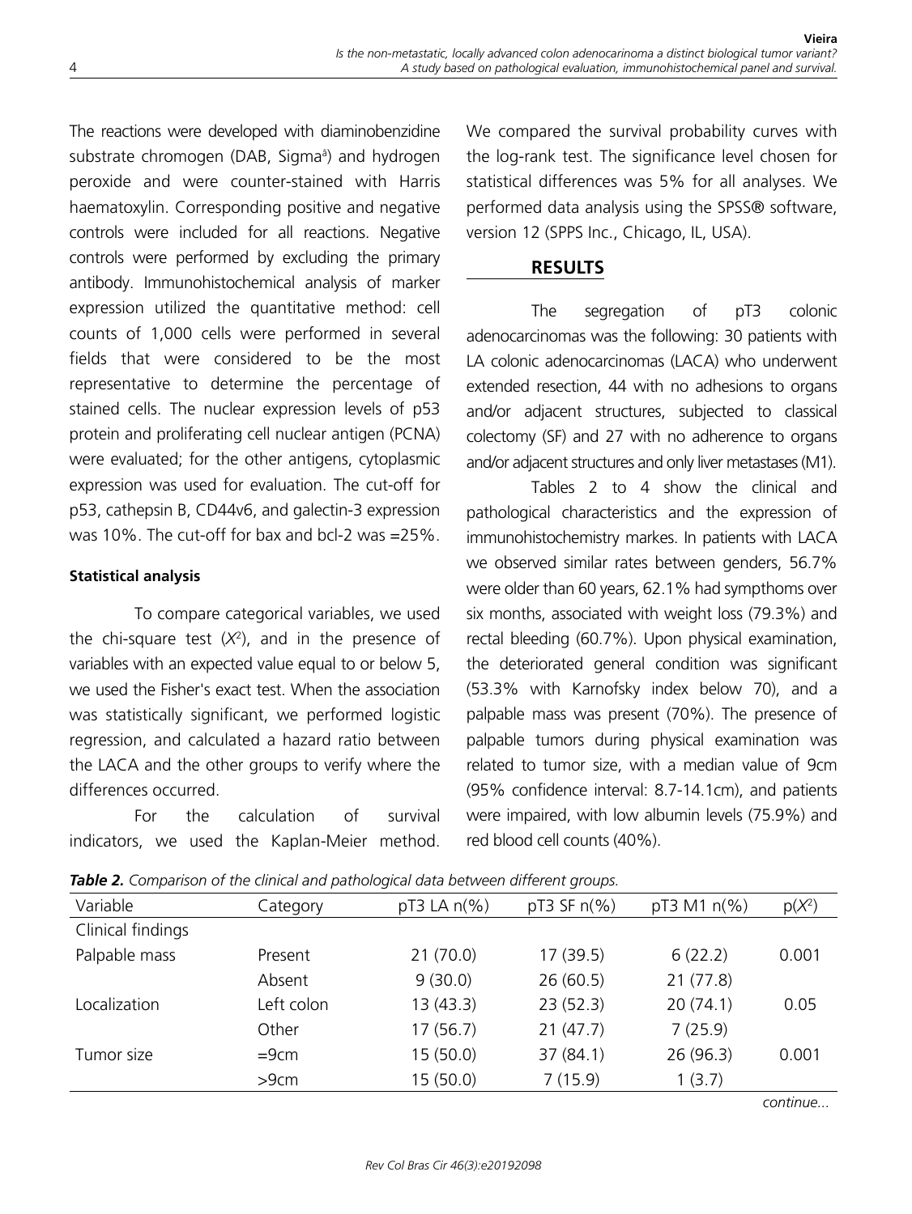The reactions were developed with diaminobenzidine substrate chromogen (DAB, Sigma[a]) and hydrogen peroxide and were counter-stained with Harris haematoxylin. Corresponding positive and negative controls were included for all reactions. Negative controls were performed by excluding the primary antibody. Immunohistochemical analysis of marker expression utilized the quantitative method: cell counts of 1,000 cells were performed in several fields that were considered to be the most representative to determine the percentage of stained cells. The nuclear expression levels of p53 protein and proliferating cell nuclear antigen (PCNA) were evaluated; for the other antigens, cytoplasmic expression was used for evaluation. The cut-off for p53, cathepsin B, CD44v6, and galectin-3 expression was 10%. The cut-off for bax and bcl-2 was =25%.

**Statistical analysis**

To compare categorical variables, we used the chi-square test ($X^2$), and in the presence of variables with an expected value equal to or below 5, we used the Fisher's exact test. When the association was statistically significant, we performed logistic regression, and calculated a hazard ratio between the LACA and the other groups to verify where the differences occurred.

For the calculation of survival indicators, we used the Kaplan-Meier method. We compared the survival probability curves with the log-rank test. The significance level chosen for statistical differences was 5% for all analyses. We performed data analysis using the SPSS® software, version 12 (SPPS Inc., Chicago, IL, USA).

## RESULTS

The segregation of pT3 colonic adenocarcinomas was the following: 30 patients with LA colonic adenocarcinomas (LACA) who underwent extended resection, 44 with no adhesions to organs and/or adjacent structures, subjected to classical colectomy (SF) and 27 with no adherence to organs and/or adjacent structures and only liver metastases (M1).

Tables 2 to 4 show the clinical and pathological characteristics and the expression of immunohistochemistry markes. In patients with LACA we observed similar rates between genders, 56.7% were older than 60 years, 62.1% had sympthoms over six months, associated with weight loss (79.3%) and rectal bleeding (60.7%). Upon physical examination, the deteriorated general condition was significant (53.3% with Karnofsky index below 70), and a palpable mass was present (70%). The presence of palpable tumors during physical examination was related to tumor size, with a median value of 9cm (95% confidence interval: 8.7-14.1cm), and patients were impaired, with low albumin levels (75.9%) and red blood cell counts (40%).

***Table 2.*** *Comparison of the clinical and pathological data between different groups.*

| Variable | Category | pT3 LA n(%) | pT3 SF n(%) | pT3 M1 n(%) | p($X^2$) |
|---|---|---|---|---|---|
| Clinical findings | | | | | |
| Palpable mass | Present | 21 (70.0) | 17 (39.5) | 6 (22.2) | 0.001 |
| | Absent | 9 (30.0) | 26 (60.5) | 21 (77.8) | |
| Localization | Left colon | 13 (43.3) | 23 (52.3) | 20 (74.1) | 0.05 |
| | Other | 17 (56.7) | 21 (47.7) | 7 (25.9) | |
| Tumor size | =9cm | 15 (50.0) | 37 (84.1) | 26 (96.3) | 0.001 |
| | >9cm | 15 (50.0) | 7 (15.9) | 1 (3.7) | |

*continue...*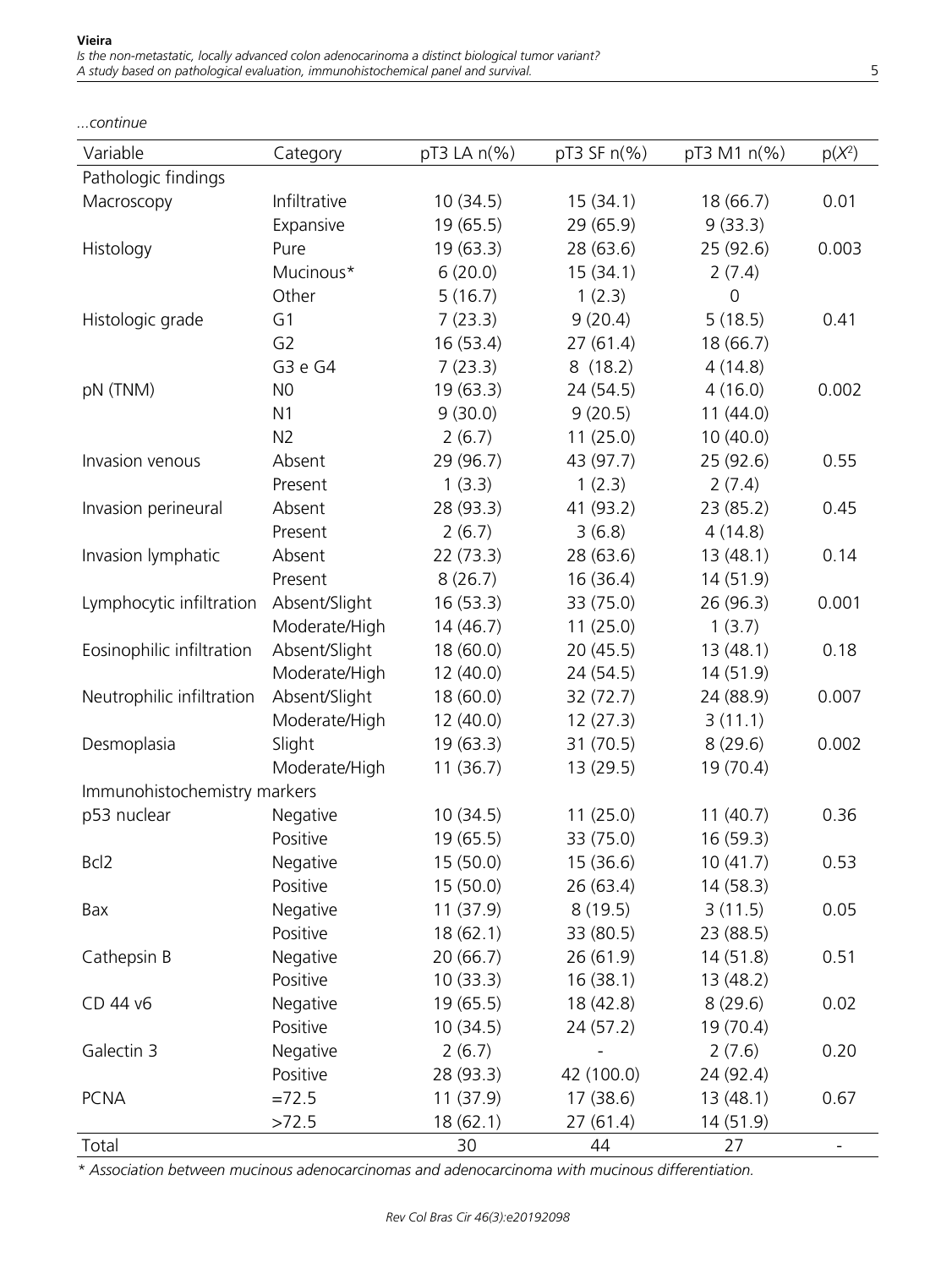*...continue*

| Variable | Category | pT3 LA n(%) | pT3 SF n(%) | pT3 M1 n(%) | $p(X^2)$ |
|---|---|---|---|---|---|
| Pathologic findings | | | | | |
| Macroscopy | Infiltrative | 10 (34.5) | 15 (34.1) | 18 (66.7) | 0.01 |
| | Expansive | 19 (65.5) | 29 (65.9) | 9 (33.3) | |
| Histology | Pure | 19 (63.3) | 28 (63.6) | 25 (92.6) | 0.003 |
| | Mucinous* | 6 (20.0) | 15 (34.1) | 2 (7.4) | |
| | Other | 5 (16.7) | 1 (2.3) | 0 | |
| Histologic grade | G1 | 7 (23.3) | 9 (20.4) | 5 (18.5) | 0.41 |
| | G2 | 16 (53.4) | 27 (61.4) | 18 (66.7) | |
| | G3 e G4 | 7 (23.3) | 8 (18.2) | 4 (14.8) | |
| pN (TNM) | N0 | 19 (63.3) | 24 (54.5) | 4 (16.0) | 0.002 |
| | N1 | 9 (30.0) | 9 (20.5) | 11 (44.0) | |
| | N2 | 2 (6.7) | 11 (25.0) | 10 (40.0) | |
| Invasion venous | Absent | 29 (96.7) | 43 (97.7) | 25 (92.6) | 0.55 |
| | Present | 1 (3.3) | 1 (2.3) | 2 (7.4) | |
| Invasion perineural | Absent | 28 (93.3) | 41 (93.2) | 23 (85.2) | 0.45 |
| | Present | 2 (6.7) | 3 (6.8) | 4 (14.8) | |
| Invasion lymphatic | Absent | 22 (73.3) | 28 (63.6) | 13 (48.1) | 0.14 |
| | Present | 8 (26.7) | 16 (36.4) | 14 (51.9) | |
| Lymphocytic infiltration | Absent/Slight | 16 (53.3) | 33 (75.0) | 26 (96.3) | 0.001 |
| | Moderate/High | 14 (46.7) | 11 (25.0) | 1 (3.7) | |
| Eosinophilic infiltration | Absent/Slight | 18 (60.0) | 20 (45.5) | 13 (48.1) | 0.18 |
| | Moderate/High | 12 (40.0) | 24 (54.5) | 14 (51.9) | |
| Neutrophilic infiltration | Absent/Slight | 18 (60.0) | 32 (72.7) | 24 (88.9) | 0.007 |
| | Moderate/High | 12 (40.0) | 12 (27.3) | 3 (11.1) | |
| Desmoplasia | Slight | 19 (63.3) | 31 (70.5) | 8 (29.6) | 0.002 |
| | Moderate/High | 11 (36.7) | 13 (29.5) | 19 (70.4) | |
| Immunohistochemistry markers | | | | | |
| p53 nuclear | Negative | 10 (34.5) | 11 (25.0) | 11 (40.7) | 0.36 |
| | Positive | 19 (65.5) | 33 (75.0) | 16 (59.3) | |
| Bcl2 | Negative | 15 (50.0) | 15 (36.6) | 10 (41.7) | 0.53 |
| | Positive | 15 (50.0) | 26 (63.4) | 14 (58.3) | |
| Bax | Negative | 11 (37.9) | 8 (19.5) | 3 (11.5) | 0.05 |
| | Positive | 18 (62.1) | 33 (80.5) | 23 (88.5) | |
| Cathepsin B | Negative | 20 (66.7) | 26 (61.9) | 14 (51.8) | 0.51 |
| | Positive | 10 (33.3) | 16 (38.1) | 13 (48.2) | |
| CD 44 v6 | Negative | 19 (65.5) | 18 (42.8) | 8 (29.6) | 0.02 |
| | Positive | 10 (34.5) | 24 (57.2) | 19 (70.4) | |
| Galectin 3 | Negative | 2 (6.7) | - | 2 (7.6) | 0.20 |
| | Positive | 28 (93.3) | 42 (100.0) | 24 (92.4) | |
| PCNA | =72.5 | 11 (37.9) | 17 (38.6) | 13 (48.1) | 0.67 |
| | >72.5 | 18 (62.1) | 27 (61.4) | 14 (51.9) | |
| Total | | 30 | 44 | 27 | - |

*\* Association between mucinous adenocarcinomas and adenocarcinoma with mucinous differentiation.*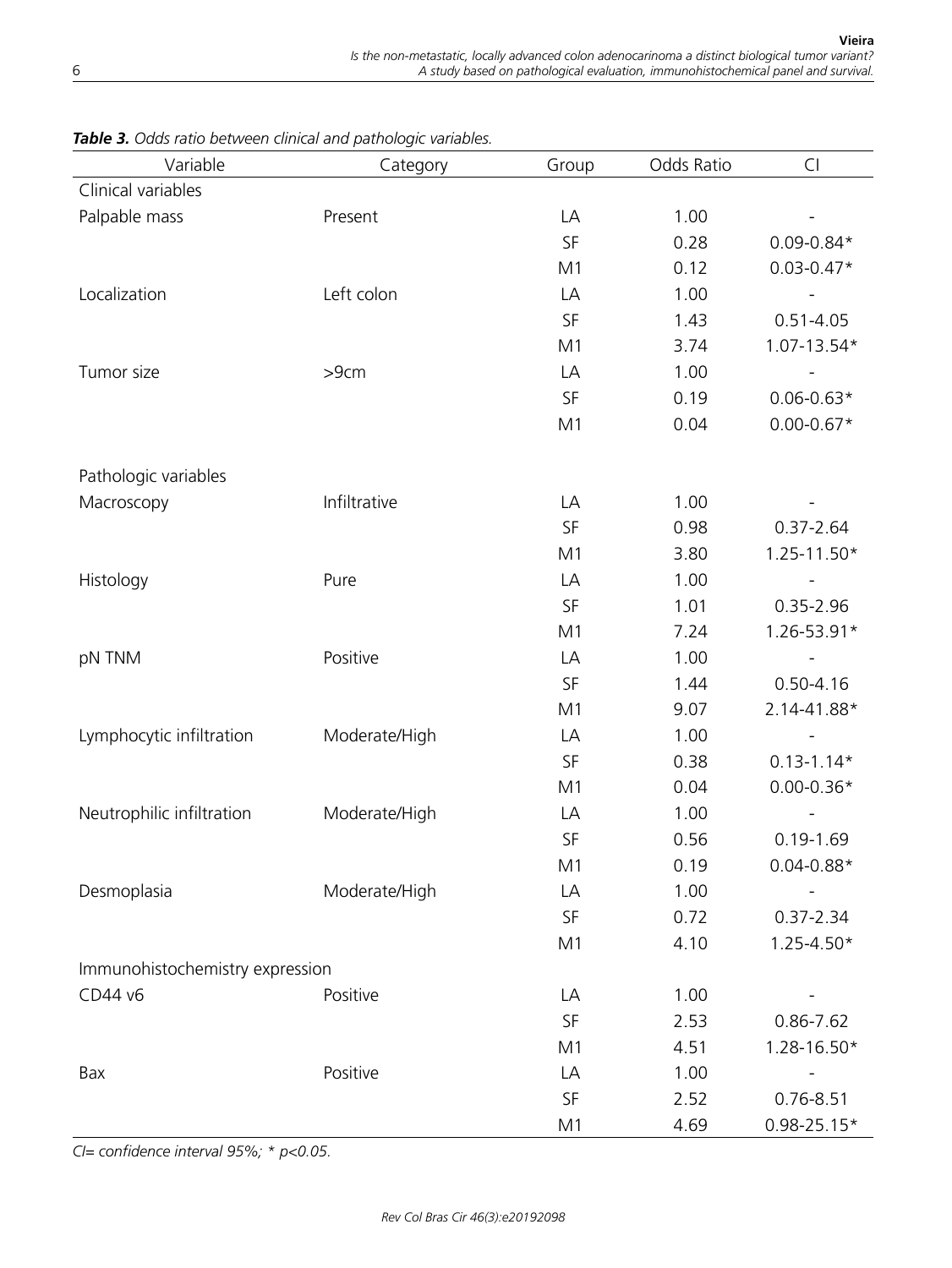***Table 3.*** *Odds ratio between clinical and pathologic variables.*

| Variable | Category | Group | Odds Ratio | CI |
|---|---|---|---|---|
| Clinical variables | | | | |
| Palpable mass | Present | LA | 1.00 | - |
| | | SF | 0.28 | 0.09-0.84* |
| | | M1 | 0.12 | 0.03-0.47* |
| Localization | Left colon | LA | 1.00 | - |
| | | SF | 1.43 | 0.51-4.05 |
| | | M1 | 3.74 | 1.07-13.54* |
| Tumor size | >9cm | LA | 1.00 | - |
| | | SF | 0.19 | 0.06-0.63* |
| | | M1 | 0.04 | 0.00-0.67* |
| Pathologic variables | | | | |
| Macroscopy | Infiltrative | LA | 1.00 | - |
| | | SF | 0.98 | 0.37-2.64 |
| | | M1 | 3.80 | 1.25-11.50* |
| Histology | Pure | LA | 1.00 | - |
| | | SF | 1.01 | 0.35-2.96 |
| | | M1 | 7.24 | 1.26-53.91* |
| pN TNM | Positive | LA | 1.00 | - |
| | | SF | 1.44 | 0.50-4.16 |
| | | M1 | 9.07 | 2.14-41.88* |
| Lymphocytic infiltration | Moderate/High | LA | 1.00 | - |
| | | SF | 0.38 | 0.13-1.14* |
| | | M1 | 0.04 | 0.00-0.36* |
| Neutrophilic infiltration | Moderate/High | LA | 1.00 | - |
| | | SF | 0.56 | 0.19-1.69 |
| | | M1 | 0.19 | 0.04-0.88* |
| Desmoplasia | Moderate/High | LA | 1.00 | - |
| | | SF | 0.72 | 0.37-2.34 |
| | | M1 | 4.10 | 1.25-4.50* |
| Immunohistochemistry expression | | | | |
| CD44 v6 | Positive | LA | 1.00 | - |
| | | SF | 2.53 | 0.86-7.62 |
| | | M1 | 4.51 | 1.28-16.50* |
| Bax | Positive | LA | 1.00 | - |
| | | SF | 2.52 | 0.76-8.51 |
| | | M1 | 4.69 | 0.98-25.15* |

*CI= confidence interval 95%; * p<0.05.*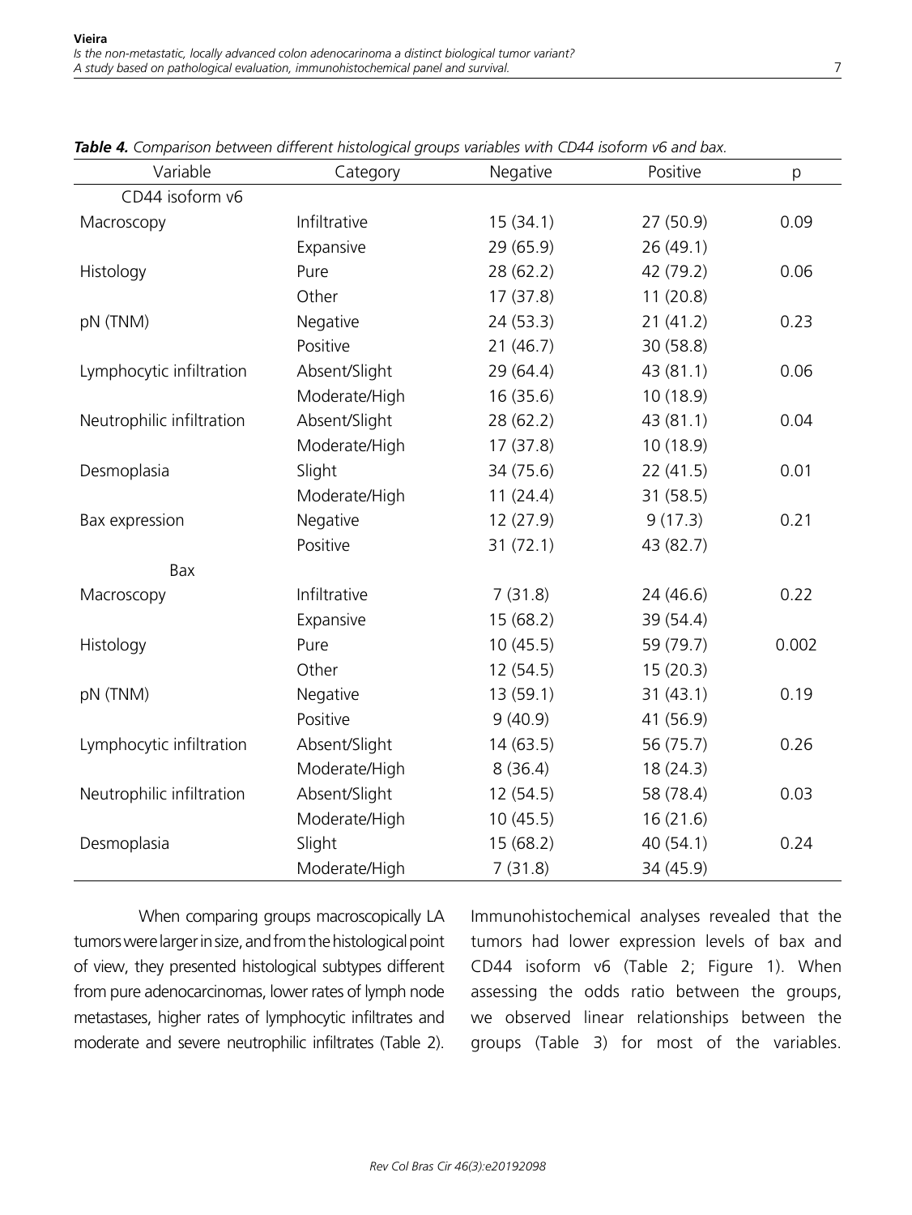***Table 4.*** *Comparison between different histological groups variables with CD44 isoform v6 and bax.*

| Variable | Category | Negative | Positive | p |
|---|---|---|---|---|
| CD44 isoform v6 | | | | |
| Macroscopy | Infiltrative | 15 (34.1) | 27 (50.9) | 0.09 |
| | Expansive | 29 (65.9) | 26 (49.1) | |
| Histology | Pure | 28 (62.2) | 42 (79.2) | 0.06 |
| | Other | 17 (37.8) | 11 (20.8) | |
| pN (TNM) | Negative | 24 (53.3) | 21 (41.2) | 0.23 |
| | Positive | 21 (46.7) | 30 (58.8) | |
| Lymphocytic infiltration | Absent/Slight | 29 (64.4) | 43 (81.1) | 0.06 |
| | Moderate/High | 16 (35.6) | 10 (18.9) | |
| Neutrophilic infiltration | Absent/Slight | 28 (62.2) | 43 (81.1) | 0.04 |
| | Moderate/High | 17 (37.8) | 10 (18.9) | |
| Desmoplasia | Slight | 34 (75.6) | 22 (41.5) | 0.01 |
| | Moderate/High | 11 (24.4) | 31 (58.5) | |
| Bax expression | Negative | 12 (27.9) | 9 (17.3) | 0.21 |
| | Positive | 31 (72.1) | 43 (82.7) | |
| Bax | | | | |
| Macroscopy | Infiltrative | 7 (31.8) | 24 (46.6) | 0.22 |
| | Expansive | 15 (68.2) | 39 (54.4) | |
| Histology | Pure | 10 (45.5) | 59 (79.7) | 0.002 |
| | Other | 12 (54.5) | 15 (20.3) | |
| pN (TNM) | Negative | 13 (59.1) | 31 (43.1) | 0.19 |
| | Positive | 9 (40.9) | 41 (56.9) | |
| Lymphocytic infiltration | Absent/Slight | 14 (63.5) | 56 (75.7) | 0.26 |
| | Moderate/High | 8 (36.4) | 18 (24.3) | |
| Neutrophilic infiltration | Absent/Slight | 12 (54.5) | 58 (78.4) | 0.03 |
| | Moderate/High | 10 (45.5) | 16 (21.6) | |
| Desmoplasia | Slight | 15 (68.2) | 40 (54.1) | 0.24 |
| | Moderate/High | 7 (31.8) | 34 (45.9) | |

When comparing groups macroscopically LA tumors were larger in size, and from the histological point of view, they presented histological subtypes different from pure adenocarcinomas, lower rates of lymph node metastases, higher rates of lymphocytic infiltrates and moderate and severe neutrophilic infiltrates (Table 2). Immunohistochemical analyses revealed that the tumors had lower expression levels of bax and CD44 isoform v6 (Table 2; Figure 1). When assessing the odds ratio between the groups, we observed linear relationships between the groups (Table 3) for most of the variables.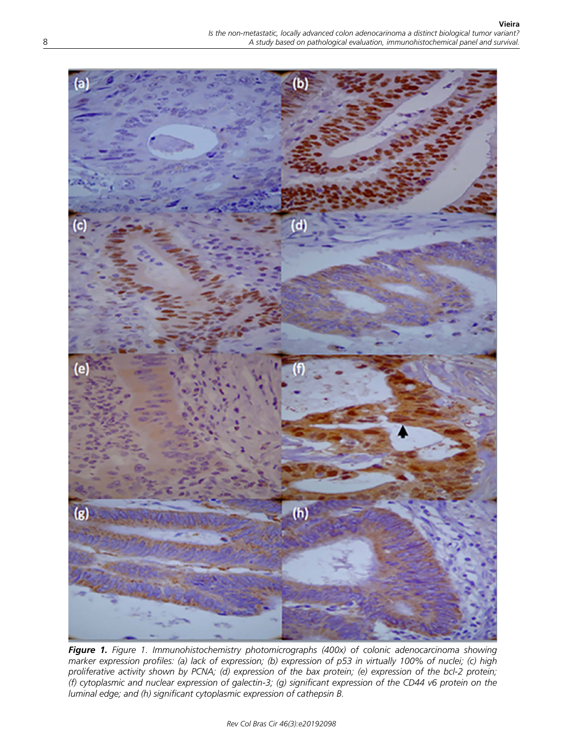***Figure 1.*** *Figure 1. Immunohistochemistry photomicrographs (400x) of colonic adenocarcinoma showing marker expression profiles: (a) lack of expression; (b) expression of p53 in virtually 100% of nuclei; (c) high proliferative activity shown by PCNA; (d) expression of the bax protein; (e) expression of the bcl-2 protein; (f) cytoplasmic and nuclear expression of galectin-3; (g) significant expression of the CD44 v6 protein on the luminal edge; and (h) significant cytoplasmic expression of cathepsin B.*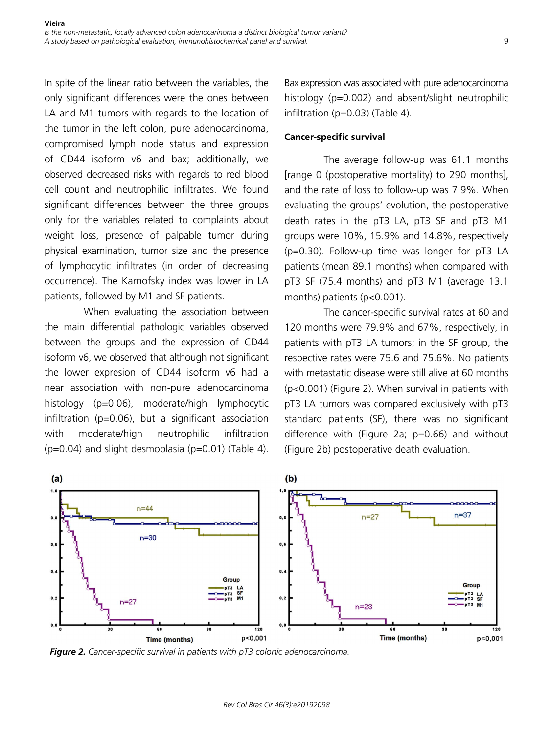In spite of the linear ratio between the variables, the only significant differences were the ones between LA and M1 tumors with regards to the location of the tumor in the left colon, pure adenocarcinoma, compromised lymph node status and expression of CD44 isoform v6 and bax; additionally, we observed decreased risks with regards to red blood cell count and neutrophilic infiltrates. We found significant differences between the three groups only for the variables related to complaints about weight loss, presence of palpable tumor during physical examination, tumor size and the presence of lymphocytic infiltrates (in order of decreasing occurrence). The Karnofsky index was lower in LA patients, followed by M1 and SF patients.

When evaluating the association between the main differential pathologic variables observed between the groups and the expression of CD44 isoform v6, we observed that although not significant the lower expresion of CD44 isoform v6 had a near association with non-pure adenocarcinoma histology (p=0.06), moderate/high lymphocytic infiltration (p=0.06), but a significant association with moderate/high neutrophilic infiltration (p=0.04) and slight desmoplasia (p=0.01) (Table 4). Bax expression was associated with pure adenocarcinoma histology (p=0.002) and absent/slight neutrophilic infiltration (p=0.03) (Table 4).

### Cancer-specific survival

The average follow-up was 61.1 months [range 0 (postoperative mortality) to 290 months], and the rate of loss to follow-up was 7.9%. When evaluating the groups' evolution, the postoperative death rates in the pT3 LA, pT3 SF and pT3 M1 groups were 10%, 15.9% and 14.8%, respectively (p=0.30). Follow-up time was longer for pT3 LA patients (mean 89.1 months) when compared with pT3 SF (75.4 months) and pT3 M1 (average 13.1 months) patients (p<0.001).

The cancer-specific survival rates at 60 and 120 months were 79.9% and 67%, respectively, in patients with pT3 LA tumors; in the SF group, the respective rates were 75.6 and 75.6%. No patients with metastatic disease were still alive at 60 months (p<0.001) (Figure 2). When survival in patients with pT3 LA tumors was compared exclusively with pT3 standard patients (SF), there was no significant difference with (Figure 2a; p=0.66) and without (Figure 2b) postoperative death evaluation.

***Figure 2.*** *Cancer-specific survival in patients with pT3 colonic adenocarcinoma.*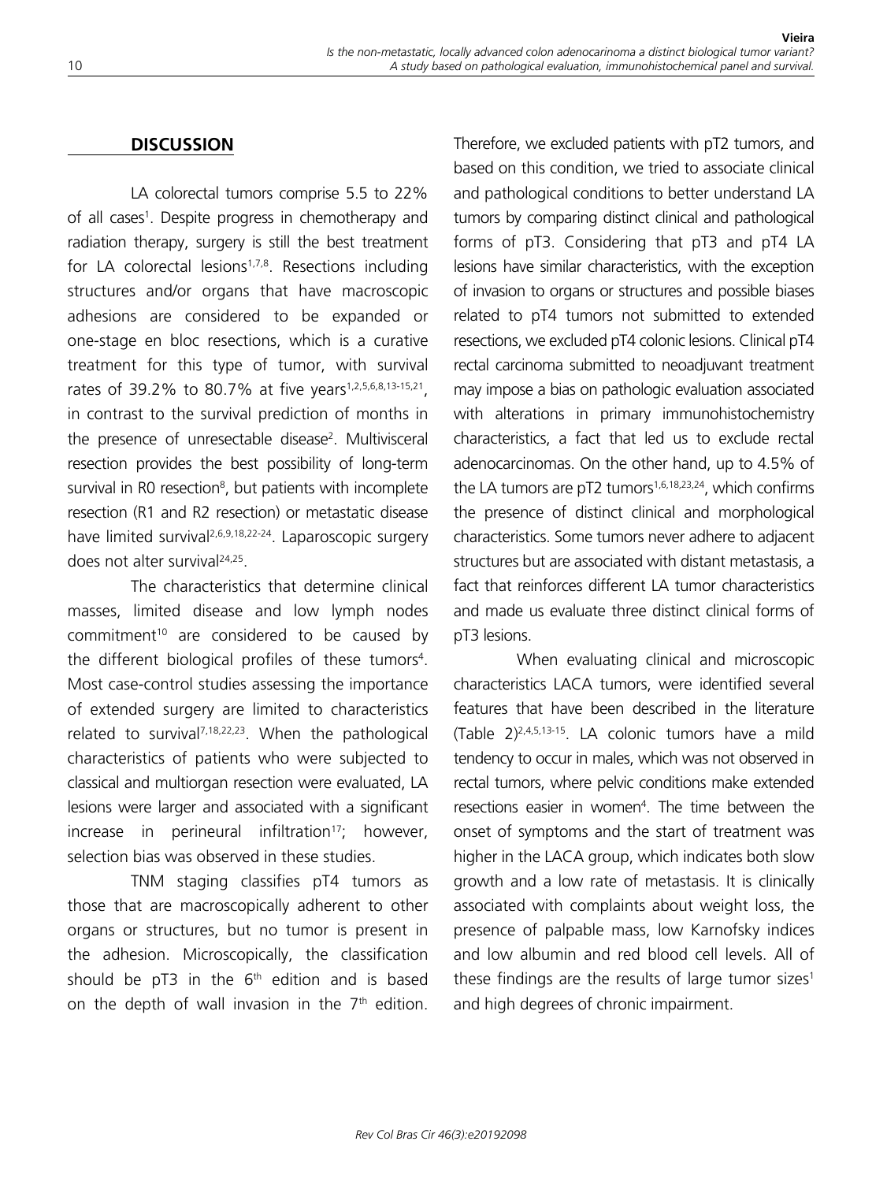## DISCUSSION

LA colorectal tumors comprise 5.5 to 22% of all cases[1]. Despite progress in chemotherapy and radiation therapy, surgery is still the best treatment for LA colorectal lesions[1,7,8]. Resections including structures and/or organs that have macroscopic adhesions are considered to be expanded or one-stage en bloc resections, which is a curative treatment for this type of tumor, with survival rates of 39.2% to 80.7% at five years[1,2,5,6,8,13-15,21], in contrast to the survival prediction of months in the presence of unresectable disease[2]. Multivisceral resection provides the best possibility of long-term survival in R0 resection[8], but patients with incomplete resection (R1 and R2 resection) or metastatic disease have limited survival[2,6,9,18,22-24]. Laparoscopic surgery does not alter survival[24,25].

The characteristics that determine clinical masses, limited disease and low lymph nodes commitment[10] are considered to be caused by the different biological profiles of these tumors[4]. Most case-control studies assessing the importance of extended surgery are limited to characteristics related to survival[7,18,22,23]. When the pathological characteristics of patients who were subjected to classical and multiorgan resection were evaluated, LA lesions were larger and associated with a significant increase in perineural infiltration[17]; however, selection bias was observed in these studies.

TNM staging classifies pT4 tumors as those that are macroscopically adherent to other organs or structures, but no tumor is present in the adhesion. Microscopically, the classification should be pT3 in the 6th edition and is based on the depth of wall invasion in the 7th edition. Therefore, we excluded patients with pT2 tumors, and based on this condition, we tried to associate clinical and pathological conditions to better understand LA tumors by comparing distinct clinical and pathological forms of pT3. Considering that pT3 and pT4 LA lesions have similar characteristics, with the exception of invasion to organs or structures and possible biases related to pT4 tumors not submitted to extended resections, we excluded pT4 colonic lesions. Clinical pT4 rectal carcinoma submitted to neoadjuvant treatment may impose a bias on pathologic evaluation associated with alterations in primary immunohistochemistry characteristics, a fact that led us to exclude rectal adenocarcinomas. On the other hand, up to 4.5% of the LA tumors are pT2 tumors[1,6,18,23,24], which confirms the presence of distinct clinical and morphological characteristics. Some tumors never adhere to adjacent structures but are associated with distant metastasis, a fact that reinforces different LA tumor characteristics and made us evaluate three distinct clinical forms of pT3 lesions.

When evaluating clinical and microscopic characteristics LACA tumors, were identified several features that have been described in the literature (Table 2)[2,4,5,13-15]. LA colonic tumors have a mild tendency to occur in males, which was not observed in rectal tumors, where pelvic conditions make extended resections easier in women[4]. The time between the onset of symptoms and the start of treatment was higher in the LACA group, which indicates both slow growth and a low rate of metastasis. It is clinically associated with complaints about weight loss, the presence of palpable mass, low Karnofsky indices and low albumin and red blood cell levels. All of these findings are the results of large tumor sizes[1] and high degrees of chronic impairment.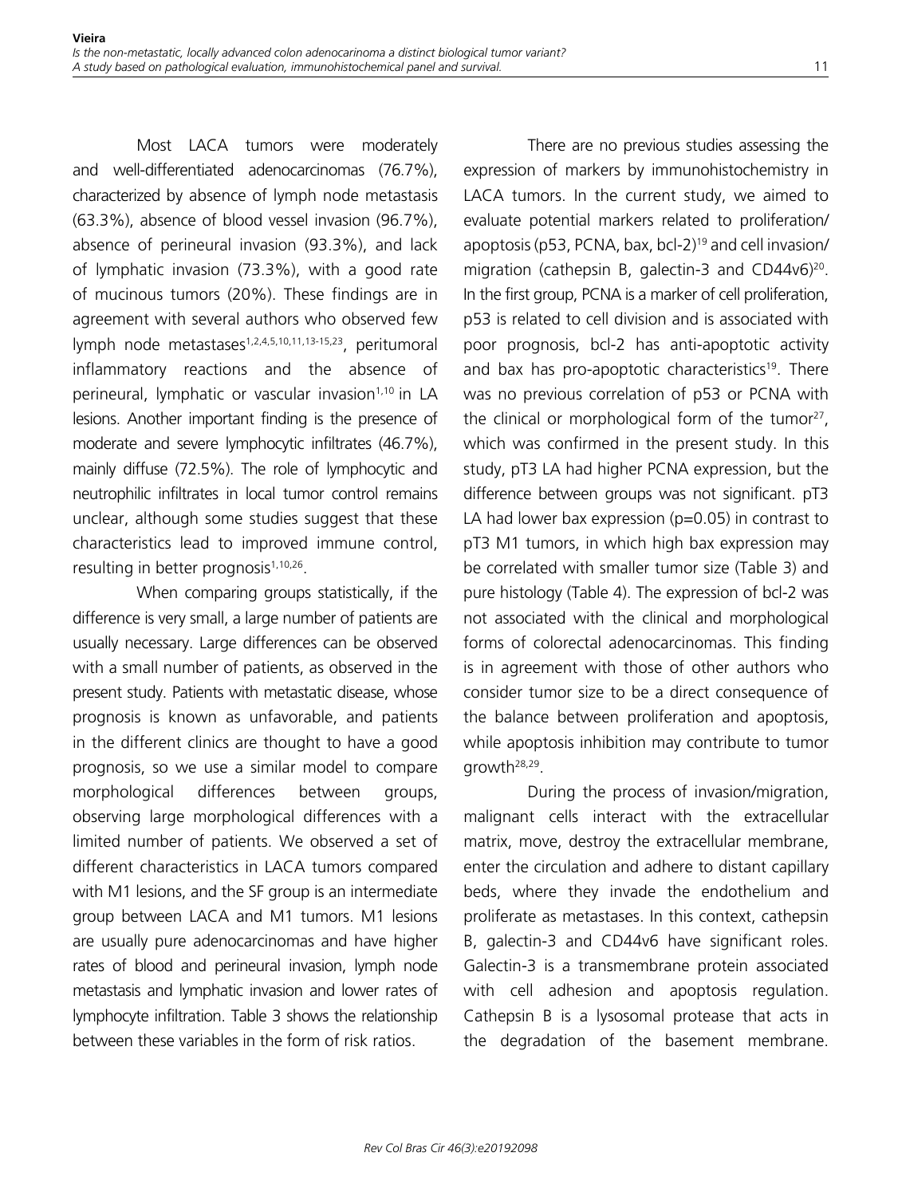Most LACA tumors were moderately and well-differentiated adenocarcinomas (76.7%), characterized by absence of lymph node metastasis (63.3%), absence of blood vessel invasion (96.7%), absence of perineural invasion (93.3%), and lack of lymphatic invasion (73.3%), with a good rate of mucinous tumors (20%). These findings are in agreement with several authors who observed few lymph node metastases[1,2,4,5,10,11,13-15,23], peritumoral inflammatory reactions and the absence of perineural, lymphatic or vascular invasion[1,10] in LA lesions. Another important finding is the presence of moderate and severe lymphocytic infiltrates (46.7%), mainly diffuse (72.5%). The role of lymphocytic and neutrophilic infiltrates in local tumor control remains unclear, although some studies suggest that these characteristics lead to improved immune control, resulting in better prognosis[1,10,26].

When comparing groups statistically, if the difference is very small, a large number of patients are usually necessary. Large differences can be observed with a small number of patients, as observed in the present study. Patients with metastatic disease, whose prognosis is known as unfavorable, and patients in the different clinics are thought to have a good prognosis, so we use a similar model to compare morphological differences between groups, observing large morphological differences with a limited number of patients. We observed a set of different characteristics in LACA tumors compared with M1 lesions, and the SF group is an intermediate group between LACA and M1 tumors. M1 lesions are usually pure adenocarcinomas and have higher rates of blood and perineural invasion, lymph node metastasis and lymphatic invasion and lower rates of lymphocyte infiltration. Table 3 shows the relationship between these variables in the form of risk ratios.

There are no previous studies assessing the expression of markers by immunohistochemistry in LACA tumors. In the current study, we aimed to evaluate potential markers related to proliferation/apoptosis (p53, PCNA, bax, bcl-2)[19] and cell invasion/migration (cathepsin B, galectin-3 and CD44v6)[20]. In the first group, PCNA is a marker of cell proliferation, p53 is related to cell division and is associated with poor prognosis, bcl-2 has anti-apoptotic activity and bax has pro-apoptotic characteristics[19]. There was no previous correlation of p53 or PCNA with the clinical or morphological form of the tumor[27], which was confirmed in the present study. In this study, pT3 LA had higher PCNA expression, but the difference between groups was not significant. pT3 LA had lower bax expression ($p=0.05$) in contrast to pT3 M1 tumors, in which high bax expression may be correlated with smaller tumor size (Table 3) and pure histology (Table 4). The expression of bcl-2 was not associated with the clinical and morphological forms of colorectal adenocarcinomas. This finding is in agreement with those of other authors who consider tumor size to be a direct consequence of the balance between proliferation and apoptosis, while apoptosis inhibition may contribute to tumor growth[28,29].

During the process of invasion/migration, malignant cells interact with the extracellular matrix, move, destroy the extracellular membrane, enter the circulation and adhere to distant capillary beds, where they invade the endothelium and proliferate as metastases. In this context, cathepsin B, galectin-3 and CD44v6 have significant roles. Galectin-3 is a transmembrane protein associated with cell adhesion and apoptosis regulation. Cathepsin B is a lysosomal protease that acts in the degradation of the basement membrane.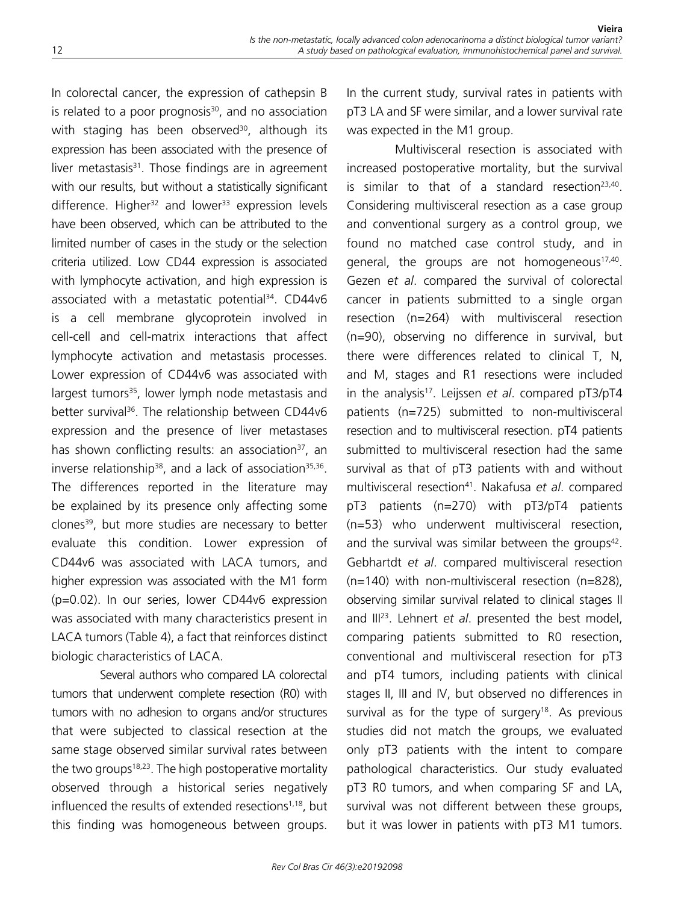In colorectal cancer, the expression of cathepsin B is related to a poor prognosis[30], and no association with staging has been observed[30], although its expression has been associated with the presence of liver metastasis[31]. Those findings are in agreement with our results, but without a statistically significant difference. Higher[32] and lower[33] expression levels have been observed, which can be attributed to the limited number of cases in the study or the selection criteria utilized. Low CD44 expression is associated with lymphocyte activation, and high expression is associated with a metastatic potential[34]. CD44v6 is a cell membrane glycoprotein involved in cell-cell and cell-matrix interactions that affect lymphocyte activation and metastasis processes. Lower expression of CD44v6 was associated with largest tumors[35], lower lymph node metastasis and better survival[36]. The relationship between CD44v6 expression and the presence of liver metastases has shown conflicting results: an association[37], an inverse relationship[38], and a lack of association[35,36]. The differences reported in the literature may be explained by its presence only affecting some clones[39], but more studies are necessary to better evaluate this condition. Lower expression of CD44v6 was associated with LACA tumors, and higher expression was associated with the M1 form ($p=0.02$). In our series, lower CD44v6 expression was associated with many characteristics present in LACA tumors (Table 4), a fact that reinforces distinct biologic characteristics of LACA.

Several authors who compared LA colorectal tumors that underwent complete resection (R0) with tumors with no adhesion to organs and/or structures that were subjected to classical resection at the same stage observed similar survival rates between the two groups[18,23]. The high postoperative mortality observed through a historical series negatively influenced the results of extended resections[1,18], but this finding was homogeneous between groups. In the current study, survival rates in patients with pT3 LA and SF were similar, and a lower survival rate was expected in the M1 group.

Multivisceral resection is associated with increased postoperative mortality, but the survival is similar to that of a standard resection[23,40]. Considering multivisceral resection as a case group and conventional surgery as a control group, we found no matched case control study, and in general, the groups are not homogeneous[17,40]. Gezen *et al*. compared the survival of colorectal cancer in patients submitted to a single organ resection (n=264) with multivisceral resection (n=90), observing no difference in survival, but there were differences related to clinical T, N, and M, stages and R1 resections were included in the analysis[17]. Leijssen *et al*. compared pT3/pT4 patients (n=725) submitted to non-multivisceral resection and to multivisceral resection. pT4 patients submitted to multivisceral resection had the same survival as that of pT3 patients with and without multivisceral resection[41]. Nakafusa *et al*. compared pT3 patients (n=270) with pT3/pT4 patients (n=53) who underwent multivisceral resection, and the survival was similar between the groups[42]. Gebhartdt *et al*. compared multivisceral resection (n=140) with non-multivisceral resection (n=828), observing similar survival related to clinical stages II and III[23]. Lehnert *et al*. presented the best model, comparing patients submitted to R0 resection, conventional and multivisceral resection for pT3 and pT4 tumors, including patients with clinical stages II, III and IV, but observed no differences in survival as for the type of surgery[18]. As previous studies did not match the groups, we evaluated only pT3 patients with the intent to compare pathological characteristics. Our study evaluated pT3 R0 tumors, and when comparing SF and LA, survival was not different between these groups, but it was lower in patients with pT3 M1 tumors.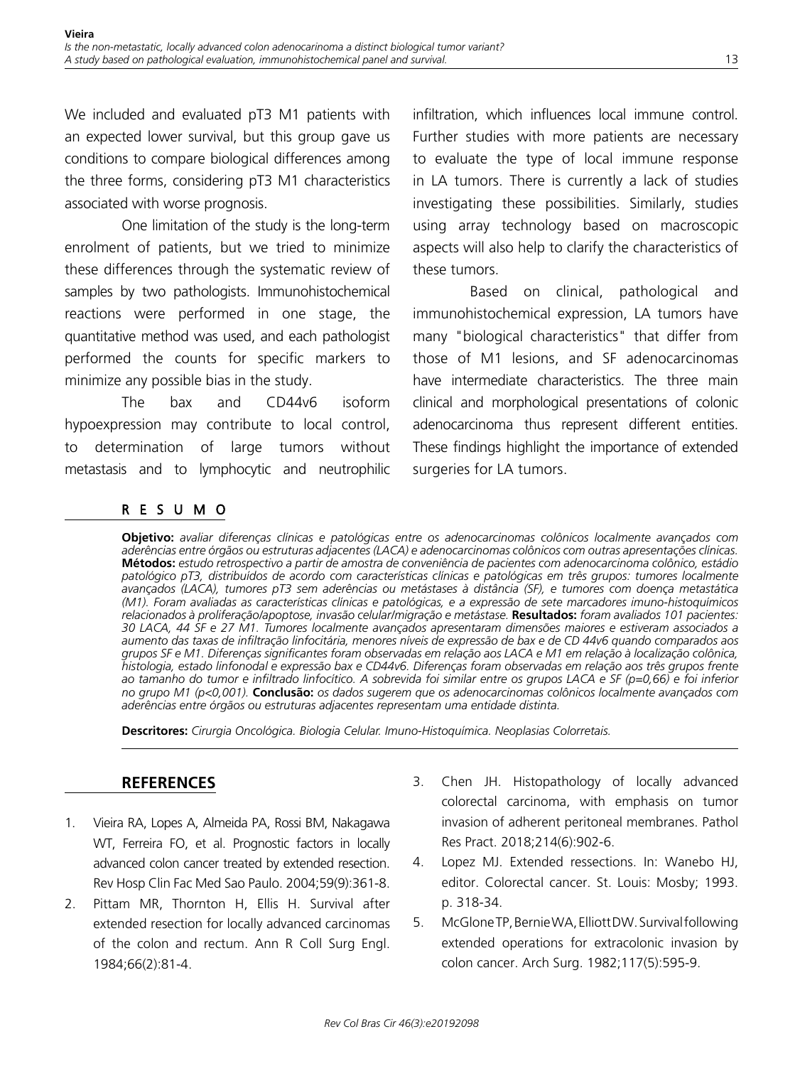We included and evaluated pT3 M1 patients with an expected lower survival, but this group gave us conditions to compare biological differences among the three forms, considering pT3 M1 characteristics associated with worse prognosis.

One limitation of the study is the long-term enrolment of patients, but we tried to minimize these differences through the systematic review of samples by two pathologists. Immunohistochemical reactions were performed in one stage, the quantitative method was used, and each pathologist performed the counts for specific markers to minimize any possible bias in the study.

The bax and CD44v6 isoform hypoexpression may contribute to local control, to determination of large tumors without metastasis and to lymphocytic and neutrophilic infiltration, which influences local immune control. Further studies with more patients are necessary to evaluate the type of local immune response in LA tumors. There is currently a lack of studies investigating these possibilities. Similarly, studies using array technology based on macroscopic aspects will also help to clarify the characteristics of these tumors.

Based on clinical, pathological and immunohistochemical expression, LA tumors have many "biological characteristics" that differ from those of M1 lesions, and SF adenocarcinomas have intermediate characteristics. The three main clinical and morphological presentations of colonic adenocarcinoma thus represent different entities. These findings highlight the importance of extended surgeries for LA tumors.

## RESUMO

**Objetivo:** *avaliar diferenças clínicas e patológicas entre os adenocarcinomas colônicos localmente avançados com aderências entre órgãos ou estruturas adjacentes (LACA) e adenocarcinomas colônicos com outras apresentações clínicas.* **Métodos:** *estudo retrospectivo a partir de amostra de conveniência de pacientes com adenocarcinoma colônico, estádio patológico pT3, distribuídos de acordo com características clínicas e patológicas em três grupos: tumores localmente avançados (LACA), tumores pT3 sem aderências ou metástases à distância (SF), e tumores com doença metastática (M1). Foram avaliadas as características clínicas e patológicas, e a expressão de sete marcadores imuno-histoquímicos relacionados à proliferação/apoptose, invasão celular/migração e metástase.* **Resultados:** *foram avaliados 101 pacientes: 30 LACA, 44 SF e 27 M1. Tumores localmente avançados apresentaram dimensões maiores e estiveram associados a aumento das taxas de infiltração linfocitária, menores níveis de expressão de bax e de CD 44v6 quando comparados aos grupos SF e M1. Diferenças significantes foram observadas em relação aos LACA e M1 em relação à localização colônica, histologia, estado linfonodal e expressão bax e CD44v6. Diferenças foram observadas em relação aos três grupos frente ao tamanho do tumor e infiltrado linfocítico. A sobrevida foi similar entre os grupos LACA e SF (p=0,66) e foi inferior no grupo M1 (p<0,001).* **Conclusão:** *os dados sugerem que os adenocarcinomas colônicos localmente avançados com aderências entre órgãos ou estruturas adjacentes representam uma entidade distinta.*

**Descritores:** *Cirurgia Oncológica. Biologia Celular. Imuno-Histoquímica. Neoplasias Colorretais.*

## REFERENCES

1. Vieira RA, Lopes A, Almeida PA, Rossi BM, Nakagawa WT, Ferreira FO, et al. Prognostic factors in locally advanced colon cancer treated by extended resection. Rev Hosp Clin Fac Med Sao Paulo. 2004;59(9):361-8.
2. Pittam MR, Thornton H, Ellis H. Survival after extended resection for locally advanced carcinomas of the colon and rectum. Ann R Coll Surg Engl. 1984;66(2):81-4.
3. Chen JH. Histopathology of locally advanced colorectal carcinoma, with emphasis on tumor invasion of adherent peritoneal membranes. Pathol Res Pract. 2018;214(6):902-6.
4. Lopez MJ. Extended ressections. In: Wanebo HJ, editor. Colorectal cancer. St. Louis: Mosby; 1993. p. 318-34.
5. McGlone TP, Bernie WA, Elliott DW. Survival following extended operations for extracolonic invasion by colon cancer. Arch Surg. 1982;117(5):595-9.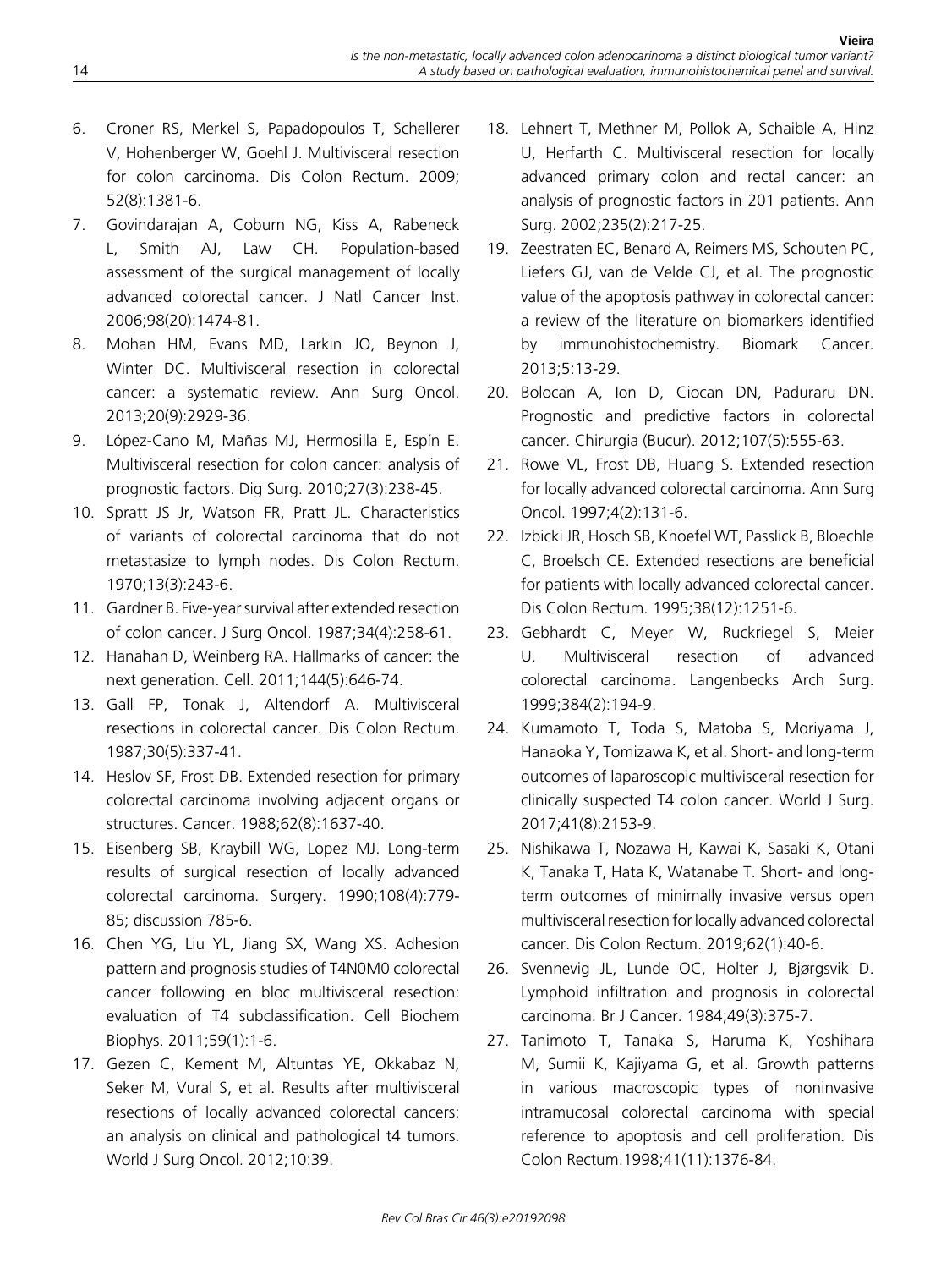6. Croner RS, Merkel S, Papadopoulos T, Schellerer V, Hohenberger W, Goehl J. Multivisceral resection for colon carcinoma. Dis Colon Rectum. 2009; 52(8):1381-6.
7. Govindarajan A, Coburn NG, Kiss A, Rabeneck L, Smith AJ, Law CH. Population-based assessment of the surgical management of locally advanced colorectal cancer. J Natl Cancer Inst. 2006;98(20):1474-81.
8. Mohan HM, Evans MD, Larkin JO, Beynon J, Winter DC. Multivisceral resection in colorectal cancer: a systematic review. Ann Surg Oncol. 2013;20(9):2929-36.
9. López-Cano M, Mañas MJ, Hermosilla E, Espín E. Multivisceral resection for colon cancer: analysis of prognostic factors. Dig Surg. 2010;27(3):238-45.
10. Spratt JS Jr, Watson FR, Pratt JL. Characteristics of variants of colorectal carcinoma that do not metastasize to lymph nodes. Dis Colon Rectum. 1970;13(3):243-6.
11. Gardner B. Five-year survival after extended resection of colon cancer. J Surg Oncol. 1987;34(4):258-61.
12. Hanahan D, Weinberg RA. Hallmarks of cancer: the next generation. Cell. 2011;144(5):646-74.
13. Gall FP, Tonak J, Altendorf A. Multivisceral resections in colorectal cancer. Dis Colon Rectum. 1987;30(5):337-41.
14. Heslov SF, Frost DB. Extended resection for primary colorectal carcinoma involving adjacent organs or structures. Cancer. 1988;62(8):1637-40.
15. Eisenberg SB, Kraybill WG, Lopez MJ. Long-term results of surgical resection of locally advanced colorectal carcinoma. Surgery. 1990;108(4):779-85; discussion 785-6.
16. Chen YG, Liu YL, Jiang SX, Wang XS. Adhesion pattern and prognosis studies of T4N0M0 colorectal cancer following en bloc multivisceral resection: evaluation of T4 subclassification. Cell Biochem Biophys. 2011;59(1):1-6.
17. Gezen C, Kement M, Altuntas YE, Okkabaz N, Seker M, Vural S, et al. Results after multivisceral resections of locally advanced colorectal cancers: an analysis on clinical and pathological t4 tumors. World J Surg Oncol. 2012;10:39.
18. Lehnert T, Methner M, Pollok A, Schaible A, Hinz U, Herfarth C. Multivisceral resection for locally advanced primary colon and rectal cancer: an analysis of prognostic factors in 201 patients. Ann Surg. 2002;235(2):217-25.
19. Zeestraten EC, Benard A, Reimers MS, Schouten PC, Liefers GJ, van de Velde CJ, et al. The prognostic value of the apoptosis pathway in colorectal cancer: a review of the literature on biomarkers identified by immunohistochemistry. Biomark Cancer. 2013;5:13-29.
20. Bolocan A, Ion D, Ciocan DN, Paduraru DN. Prognostic and predictive factors in colorectal cancer. Chirurgia (Bucur). 2012;107(5):555-63.
21. Rowe VL, Frost DB, Huang S. Extended resection for locally advanced colorectal carcinoma. Ann Surg Oncol. 1997;4(2):131-6.
22. Izbicki JR, Hosch SB, Knoefel WT, Passlick B, Bloechle C, Broelsch CE. Extended resections are beneficial for patients with locally advanced colorectal cancer. Dis Colon Rectum. 1995;38(12):1251-6.
23. Gebhardt C, Meyer W, Ruckriegel S, Meier U. Multivisceral resection of advanced colorectal carcinoma. Langenbecks Arch Surg. 1999;384(2):194-9.
24. Kumamoto T, Toda S, Matoba S, Moriyama J, Hanaoka Y, Tomizawa K, et al. Short- and long-term outcomes of laparoscopic multivisceral resection for clinically suspected T4 colon cancer. World J Surg. 2017;41(8):2153-9.
25. Nishikawa T, Nozawa H, Kawai K, Sasaki K, Otani K, Tanaka T, Hata K, Watanabe T. Short- and long-term outcomes of minimally invasive versus open multivisceral resection for locally advanced colorectal cancer. Dis Colon Rectum. 2019;62(1):40-6.
26. Svennevig JL, Lunde OC, Holter J, Bjørgsvik D. Lymphoid infiltration and prognosis in colorectal carcinoma. Br J Cancer. 1984;49(3):375-7.
27. Tanimoto T, Tanaka S, Haruma K, Yoshihara M, Sumii K, Kajiyama G, et al. Growth patterns in various macroscopic types of noninvasive intramucosal colorectal carcinoma with special reference to apoptosis and cell proliferation. Dis Colon Rectum.1998;41(11):1376-84.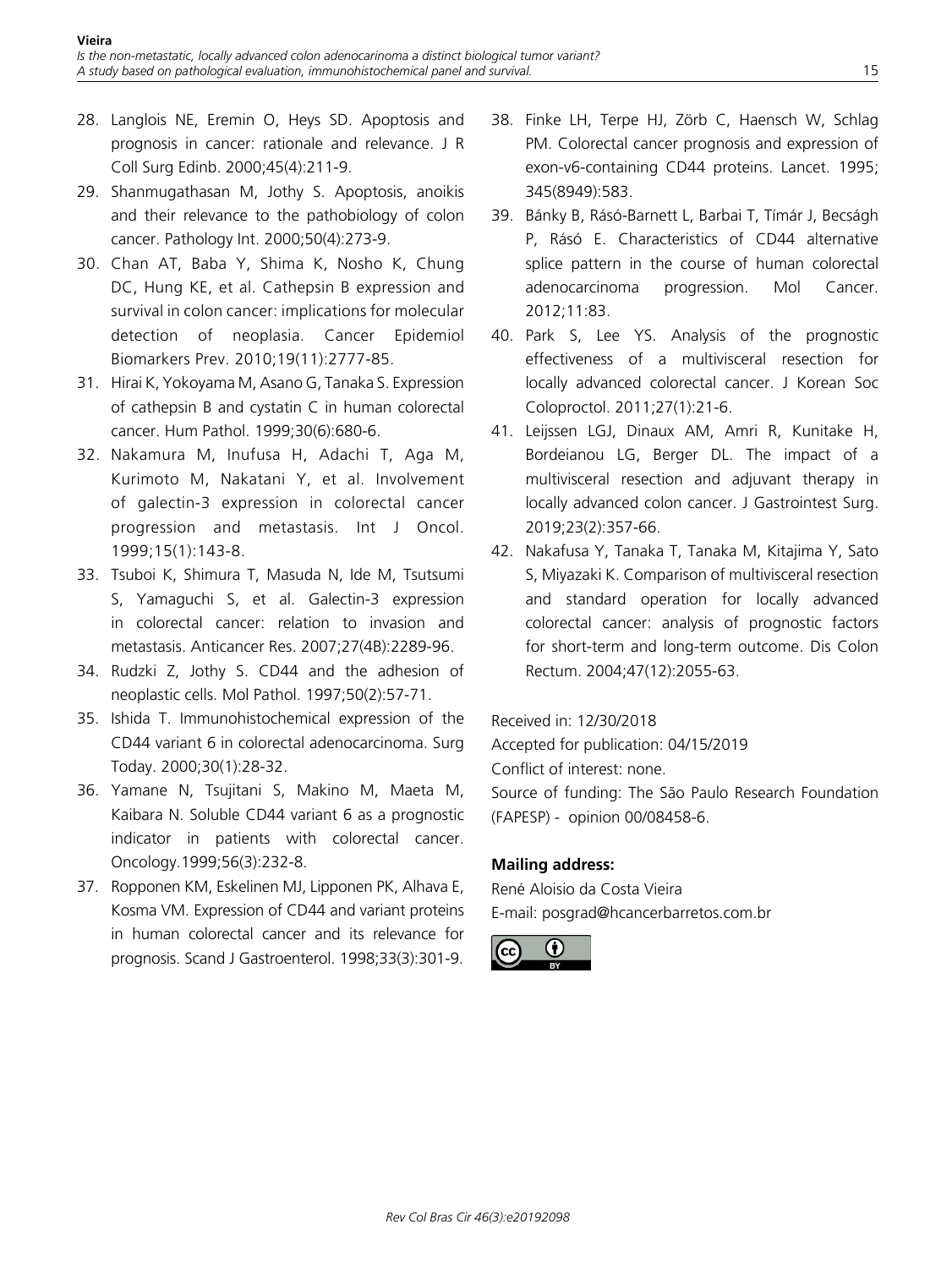28. Langlois NE, Eremin O, Heys SD. Apoptosis and prognosis in cancer: rationale and relevance. J R Coll Surg Edinb. 2000;45(4):211-9.
29. Shanmugathasan M, Jothy S. Apoptosis, anoikis and their relevance to the pathobiology of colon cancer. Pathology Int. 2000;50(4):273-9.
30. Chan AT, Baba Y, Shima K, Nosho K, Chung DC, Hung KE, et al. Cathepsin B expression and survival in colon cancer: implications for molecular detection of neoplasia. Cancer Epidemiol Biomarkers Prev. 2010;19(11):2777-85.
31. Hirai K, Yokoyama M, Asano G, Tanaka S. Expression of cathepsin B and cystatin C in human colorectal cancer. Hum Pathol. 1999;30(6):680-6.
32. Nakamura M, Inufusa H, Adachi T, Aga M, Kurimoto M, Nakatani Y, et al. Involvement of galectin-3 expression in colorectal cancer progression and metastasis. Int J Oncol. 1999;15(1):143-8.
33. Tsuboi K, Shimura T, Masuda N, Ide M, Tsutsumi S, Yamaguchi S, et al. Galectin-3 expression in colorectal cancer: relation to invasion and metastasis. Anticancer Res. 2007;27(4B):2289-96.
34. Rudzki Z, Jothy S. CD44 and the adhesion of neoplastic cells. Mol Pathol. 1997;50(2):57-71.
35. Ishida T. Immunohistochemical expression of the CD44 variant 6 in colorectal adenocarcinoma. Surg Today. 2000;30(1):28-32.
36. Yamane N, Tsujitani S, Makino M, Maeta M, Kaibara N. Soluble CD44 variant 6 as a prognostic indicator in patients with colorectal cancer. Oncology.1999;56(3):232-8.
37. Ropponen KM, Eskelinen MJ, Lipponen PK, Alhava E, Kosma VM. Expression of CD44 and variant proteins in human colorectal cancer and its relevance for prognosis. Scand J Gastroenterol. 1998;33(3):301-9.
38. Finke LH, Terpe HJ, Zörb C, Haensch W, Schlag PM. Colorectal cancer prognosis and expression of exon-v6-containing CD44 proteins. Lancet. 1995; 345(8949):583.
39. Bánky B, Rásó-Barnett L, Barbai T, Tímár J, Becságh P, Rásó E. Characteristics of CD44 alternative splice pattern in the course of human colorectal adenocarcinoma progression. Mol Cancer. 2012;11:83.
40. Park S, Lee YS. Analysis of the prognostic effectiveness of a multivisceral resection for locally advanced colorectal cancer. J Korean Soc Coloproctol. 2011;27(1):21-6.
41. Leijssen LGJ, Dinaux AM, Amri R, Kunitake H, Bordeianou LG, Berger DL. The impact of a multivisceral resection and adjuvant therapy in locally advanced colon cancer. J Gastrointest Surg. 2019;23(2):357-66.
42. Nakafusa Y, Tanaka T, Tanaka M, Kitajima Y, Sato S, Miyazaki K. Comparison of multivisceral resection and standard operation for locally advanced colorectal cancer: analysis of prognostic factors for short-term and long-term outcome. Dis Colon Rectum. 2004;47(12):2055-63.

Received in: 12/30/2018

Accepted for publication: 04/15/2019

Conflict of interest: none.

Source of funding: The São Paulo Research Foundation (FAPESP) - opinion 00/08458-6.

**Mailing address:**

René Aloisio da Costa Vieira

E-mail: posgrad@hcancerbarretos.com.br